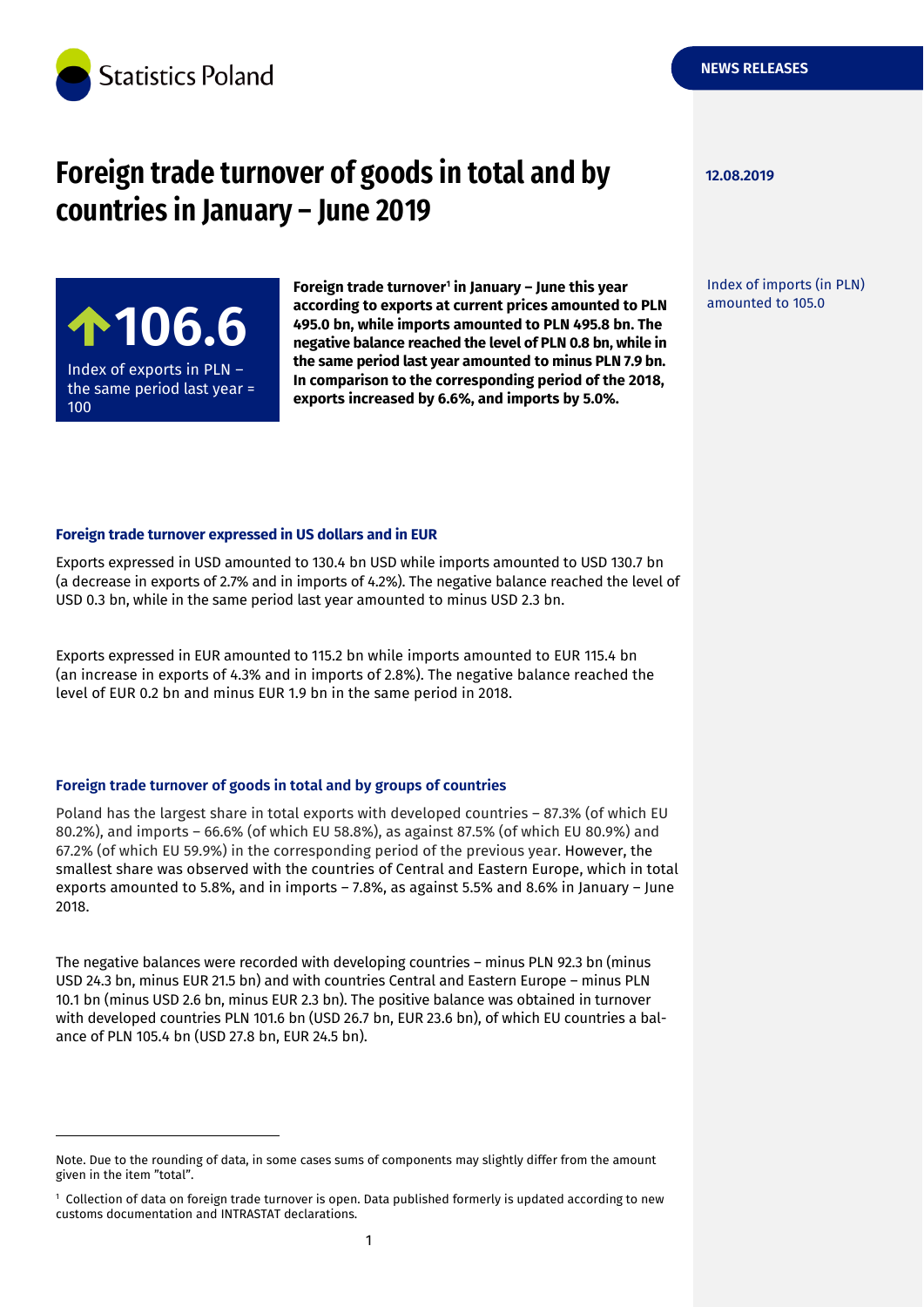Statistics Poland

NEWS RELEASES

12.08.2019

# Foreign trade turnover of goods in total and by countries in January – June 2019

**106.6**

Index of exports in PLN – the same period last year = 100

**Foreign trade turnover[1] in January – June this year according to exports at current prices amounted to PLN 495.0 bn, while imports amounted to PLN 495.8 bn. The negative balance reached the level of PLN 0.8 bn, while in the same period last year amounted to minus PLN 7.9 bn. In comparison to the corresponding period of the 2018, exports increased by 6.6%, and imports by 5.0%.**

Index of imports (in PLN) amounted to 105.0

### Foreign trade turnover expressed in US dollars and in EUR

Exports expressed in USD amounted to 130.4 bn USD while imports amounted to USD 130.7 bn (a decrease in exports of 2.7% and in imports of 4.2%). The negative balance reached the level of USD 0.3 bn, while in the same period last year amounted to minus USD 2.3 bn.

Exports expressed in EUR amounted to 115.2 bn while imports amounted to EUR 115.4 bn (an increase in exports of 4.3% and in imports of 2.8%). The negative balance reached the level of EUR 0.2 bn and minus EUR 1.9 bn in the same period in 2018.

### Foreign trade turnover of goods in total and by groups of countries

Poland has the largest share in total exports with developed countries – 87.3% (of which EU 80.2%), and imports – 66.6% (of which EU 58.8%), as against 87.5% (of which EU 80.9%) and 67.2% (of which EU 59.9%) in the corresponding period of the previous year. However, the smallest share was observed with the countries of Central and Eastern Europe, which in total exports amounted to 5.8%, and in imports – 7.8%, as against 5.5% and 8.6% in January – June 2018.

The negative balances were recorded with developing countries – minus PLN 92.3 bn (minus USD 24.3 bn, minus EUR 21.5 bn) and with countries Central and Eastern Europe – minus PLN 10.1 bn (minus USD 2.6 bn, minus EUR 2.3 bn). The positive balance was obtained in turnover with developed countries PLN 101.6 bn (USD 26.7 bn, EUR 23.6 bn), of which EU countries a balance of PLN 105.4 bn (USD 27.8 bn, EUR 24.5 bn).

---

Note. Due to the rounding of data, in some cases sums of components may slightly differ from the amount given in the item "total".

[1] Collection of data on foreign trade turnover is open. Data published formerly is updated according to new customs documentation and INTRASTAT declarations.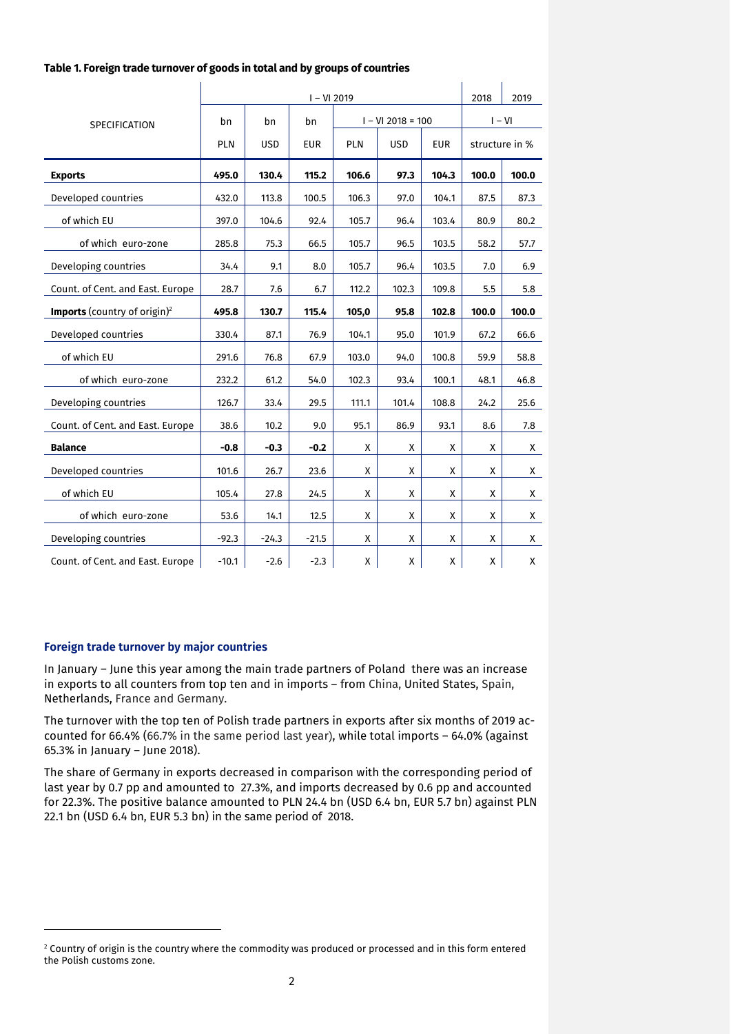**Table 1. Foreign trade turnover of goods in total and by groups of countries**

| SPECIFICATION | I – VI 2019 | | | | | | 2018 | 2019 |
|---|---|---|---|---|---|---|---|---|
| | bn | bn | bn | I – VI 2018 = 100 | | | I – VI | |
| | PLN | USD | EUR | PLN | USD | EUR | structure in % | |
| **Exports** | **495.0** | **130.4** | **115.2** | **106.6** | **97.3** | **104.3** | **100.0** | **100.0** |
| Developed countries | 432.0 | 113.8 | 100.5 | 106.3 | 97.0 | 104.1 | 87.5 | 87.3 |
| of which EU | 397.0 | 104.6 | 92.4 | 105.7 | 96.4 | 103.4 | 80.9 | 80.2 |
| of which euro-zone | 285.8 | 75.3 | 66.5 | 105.7 | 96.5 | 103.5 | 58.2 | 57.7 |
| Developing countries | 34.4 | 9.1 | 8.0 | 105.7 | 96.4 | 103.5 | 7.0 | 6.9 |
| Count. of Cent. and East. Europe | 28.7 | 7.6 | 6.7 | 112.2 | 102.3 | 109.8 | 5.5 | 5.8 |
| **Imports** (country of origin)[2] | **495.8** | **130.7** | **115.4** | **105,0** | **95.8** | **102.8** | **100.0** | **100.0** |
| Developed countries | 330.4 | 87.1 | 76.9 | 104.1 | 95.0 | 101.9 | 67.2 | 66.6 |
| of which EU | 291.6 | 76.8 | 67.9 | 103.0 | 94.0 | 100.8 | 59.9 | 58.8 |
| of which euro-zone | 232.2 | 61.2 | 54.0 | 102.3 | 93.4 | 100.1 | 48.1 | 46.8 |
| Developing countries | 126.7 | 33.4 | 29.5 | 111.1 | 101.4 | 108.8 | 24.2 | 25.6 |
| Count. of Cent. and East. Europe | 38.6 | 10.2 | 9.0 | 95.1 | 86.9 | 93.1 | 8.6 | 7.8 |
| **Balance** | **-0.8** | **-0.3** | **-0.2** | X | X | X | X | X |
| Developed countries | 101.6 | 26.7 | 23.6 | X | X | X | X | X |
| of which EU | 105.4 | 27.8 | 24.5 | X | X | X | X | X |
| of which euro-zone | 53.6 | 14.1 | 12.5 | X | X | X | X | X |
| Developing countries | -92.3 | -24.3 | -21.5 | X | X | X | X | X |
| Count. of Cent. and East. Europe | -10.1 | -2.6 | -2.3 | X | X | X | X | X |

### Foreign trade turnover by major countries

In January – June this year among the main trade partners of Poland there was an increase in exports to all counters from top ten and in imports – from China, United States, Spain, Netherlands, France and Germany.

The turnover with the top ten of Polish trade partners in exports after six months of 2019 accounted for 66.4% (66.7% in the same period last year), while total imports – 64.0% (against 65.3% in January – June 2018).

The share of Germany in exports decreased in comparison with the corresponding period of last year by 0.7 pp and amounted to 27.3%, and imports decreased by 0.6 pp and accounted for 22.3%. The positive balance amounted to PLN 24.4 bn (USD 6.4 bn, EUR 5.7 bn) against PLN 22.1 bn (USD 6.4 bn, EUR 5.3 bn) in the same period of 2018.

[2] Country of origin is the country where the commodity was produced or processed and in this form entered the Polish customs zone.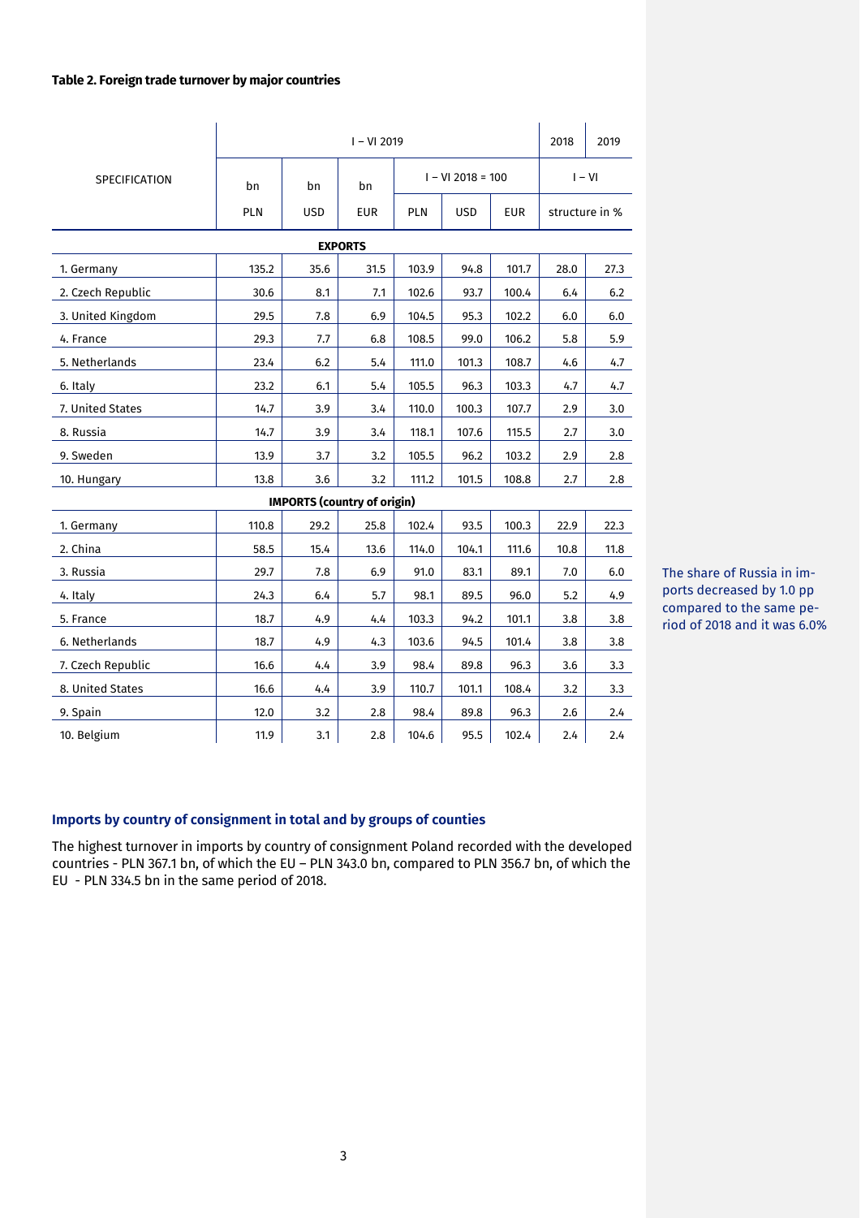**Table 2. Foreign trade turnover by major countries**

| SPECIFICATION | I – VI 2019 | | | | | | 2018 | 2019 |
|---|---|---|---|---|---|---|---|---|
| | bn | bn | bn | I – VI 2018 = 100 | | | I – VI | |
| | PLN | USD | EUR | PLN | USD | EUR | structure in % | |
| **EXPORTS** | | | | | | | | |
| 1. Germany | 135.2 | 35.6 | 31.5 | 103.9 | 94.8 | 101.7 | 28.0 | 27.3 |
| 2. Czech Republic | 30.6 | 8.1 | 7.1 | 102.6 | 93.7 | 100.4 | 6.4 | 6.2 |
| 3. United Kingdom | 29.5 | 7.8 | 6.9 | 104.5 | 95.3 | 102.2 | 6.0 | 6.0 |
| 4. France | 29.3 | 7.7 | 6.8 | 108.5 | 99.0 | 106.2 | 5.8 | 5.9 |
| 5. Netherlands | 23.4 | 6.2 | 5.4 | 111.0 | 101.3 | 108.7 | 4.6 | 4.7 |
| 6. Italy | 23.2 | 6.1 | 5.4 | 105.5 | 96.3 | 103.3 | 4.7 | 4.7 |
| 7. United States | 14.7 | 3.9 | 3.4 | 110.0 | 100.3 | 107.7 | 2.9 | 3.0 |
| 8. Russia | 14.7 | 3.9 | 3.4 | 118.1 | 107.6 | 115.5 | 2.7 | 3.0 |
| 9. Sweden | 13.9 | 3.7 | 3.2 | 105.5 | 96.2 | 103.2 | 2.9 | 2.8 |
| 10. Hungary | 13.8 | 3.6 | 3.2 | 111.2 | 101.5 | 108.8 | 2.7 | 2.8 |
| **IMPORTS (country of origin)** | | | | | | | | |
| 1. Germany | 110.8 | 29.2 | 25.8 | 102.4 | 93.5 | 100.3 | 22.9 | 22.3 |
| 2. China | 58.5 | 15.4 | 13.6 | 114.0 | 104.1 | 111.6 | 10.8 | 11.8 |
| 3. Russia | 29.7 | 7.8 | 6.9 | 91.0 | 83.1 | 89.1 | 7.0 | 6.0 |
| 4. Italy | 24.3 | 6.4 | 5.7 | 98.1 | 89.5 | 96.0 | 5.2 | 4.9 |
| 5. France | 18.7 | 4.9 | 4.4 | 103.3 | 94.2 | 101.1 | 3.8 | 3.8 |
| 6. Netherlands | 18.7 | 4.9 | 4.3 | 103.6 | 94.5 | 101.4 | 3.8 | 3.8 |
| 7. Czech Republic | 16.6 | 4.4 | 3.9 | 98.4 | 89.8 | 96.3 | 3.6 | 3.3 |
| 8. United States | 16.6 | 4.4 | 3.9 | 110.7 | 101.1 | 108.4 | 3.2 | 3.3 |
| 9. Spain | 12.0 | 3.2 | 2.8 | 98.4 | 89.8 | 96.3 | 2.6 | 2.4 |
| 10. Belgium | 11.9 | 3.1 | 2.8 | 104.6 | 95.5 | 102.4 | 2.4 | 2.4 |

The share of Russia in imports decreased by 1.0 pp compared to the same period of 2018 and it was 6.0%

### Imports by country of consignment in total and by groups of counties

The highest turnover in imports by country of consignment Poland recorded with the developed countries - PLN 367.1 bn, of which the EU – PLN 343.0 bn, compared to PLN 356.7 bn, of which the EU - PLN 334.5 bn in the same period of 2018.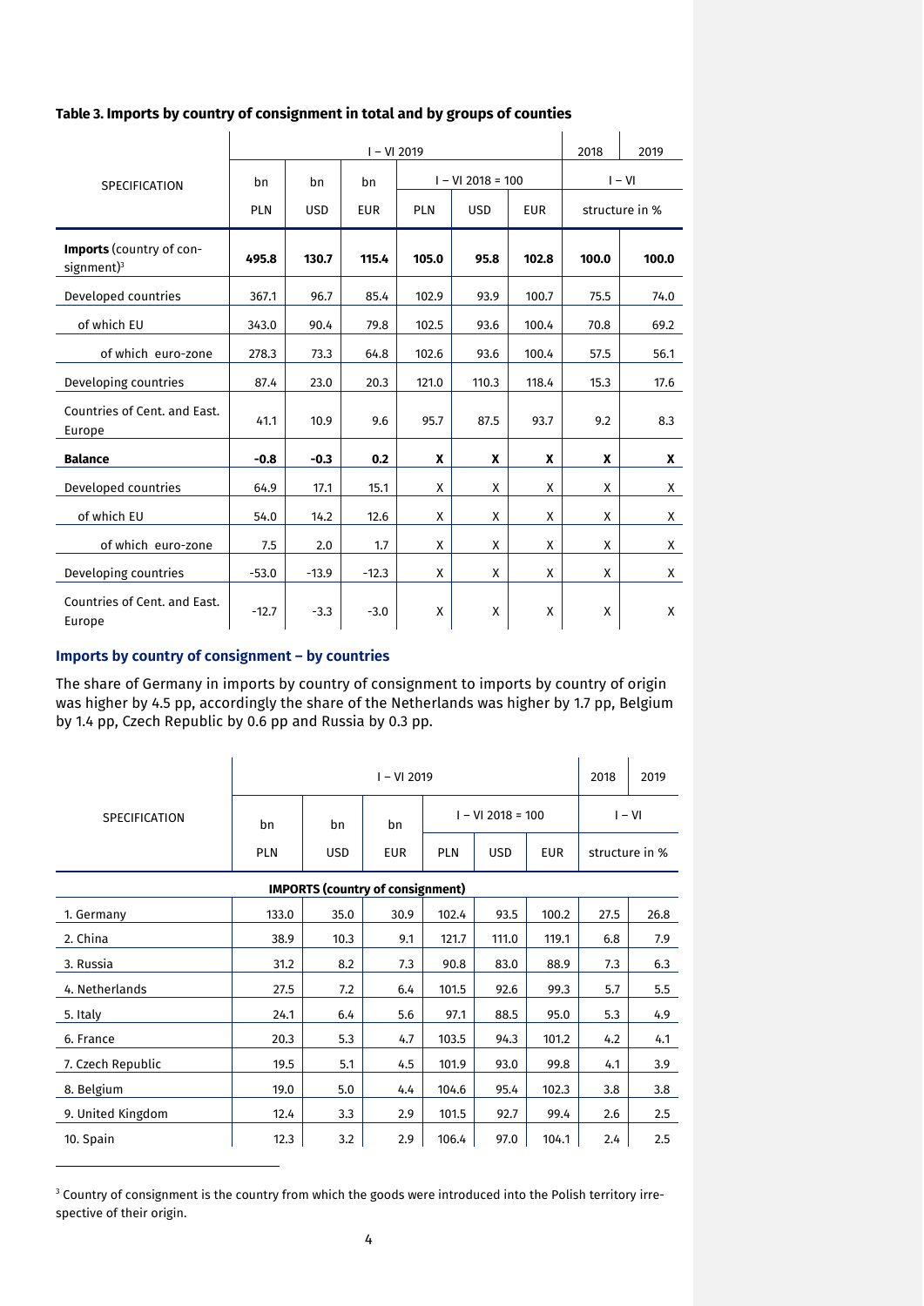**Table 3. Imports by country of consignment in total and by groups of counties**

| SPECIFICATION | I – VI 2019 | | | | | | 2018 | 2019 |
|---|---|---|---|---|---|---|---|---|
| | bn | bn | bn | I – VI 2018 = 100 | | | I – VI | |
| | PLN | USD | EUR | PLN | USD | EUR | structure in % | |
| **Imports** (country of consignment)[3] | **495.8** | **130.7** | **115.4** | **105.0** | **95.8** | **102.8** | **100.0** | **100.0** |
| Developed countries | 367.1 | 96.7 | 85.4 | 102.9 | 93.9 | 100.7 | 75.5 | 74.0 |
| of which EU | 343.0 | 90.4 | 79.8 | 102.5 | 93.6 | 100.4 | 70.8 | 69.2 |
| of which euro-zone | 278.3 | 73.3 | 64.8 | 102.6 | 93.6 | 100.4 | 57.5 | 56.1 |
| Developing countries | 87.4 | 23.0 | 20.3 | 121.0 | 110.3 | 118.4 | 15.3 | 17.6 |
| Countries of Cent. and East. Europe | 41.1 | 10.9 | 9.6 | 95.7 | 87.5 | 93.7 | 9.2 | 8.3 |
| **Balance** | **-0.8** | **-0.3** | **0.2** | **X** | **X** | **X** | **X** | **X** |
| Developed countries | 64.9 | 17.1 | 15.1 | X | X | X | X | X |
| of which EU | 54.0 | 14.2 | 12.6 | X | X | X | X | X |
| of which euro-zone | 7.5 | 2.0 | 1.7 | X | X | X | X | X |
| Developing countries | -53.0 | -13.9 | -12.3 | X | X | X | X | X |
| Countries of Cent. and East. Europe | -12.7 | -3.3 | -3.0 | X | X | X | X | X |

### Imports by country of consignment – by countries

The share of Germany in imports by country of consignment to imports by country of origin was higher by 4.5 pp, accordingly the share of the Netherlands was higher by 1.7 pp, Belgium by 1.4 pp, Czech Republic by 0.6 pp and Russia by 0.3 pp.

| SPECIFICATION | I – VI 2019 | | | | | | 2018 | 2019 |
|---|---|---|---|---|---|---|---|---|
| | bn | bn | bn | I – VI 2018 = 100 | | | I – VI | |
| | PLN | USD | EUR | PLN | USD | EUR | structure in % | |
| **IMPORTS (country of consignment)** | | | | | | | | |
| 1. Germany | 133.0 | 35.0 | 30.9 | 102.4 | 93.5 | 100.2 | 27.5 | 26.8 |
| 2. China | 38.9 | 10.3 | 9.1 | 121.7 | 111.0 | 119.1 | 6.8 | 7.9 |
| 3. Russia | 31.2 | 8.2 | 7.3 | 90.8 | 83.0 | 88.9 | 7.3 | 6.3 |
| 4. Netherlands | 27.5 | 7.2 | 6.4 | 101.5 | 92.6 | 99.3 | 5.7 | 5.5 |
| 5. Italy | 24.1 | 6.4 | 5.6 | 97.1 | 88.5 | 95.0 | 5.3 | 4.9 |
| 6. France | 20.3 | 5.3 | 4.7 | 103.5 | 94.3 | 101.2 | 4.2 | 4.1 |
| 7. Czech Republic | 19.5 | 5.1 | 4.5 | 101.9 | 93.0 | 99.8 | 4.1 | 3.9 |
| 8. Belgium | 19.0 | 5.0 | 4.4 | 104.6 | 95.4 | 102.3 | 3.8 | 3.8 |
| 9. United Kingdom | 12.4 | 3.3 | 2.9 | 101.5 | 92.7 | 99.4 | 2.6 | 2.5 |
| 10. Spain | 12.3 | 3.2 | 2.9 | 106.4 | 97.0 | 104.1 | 2.4 | 2.5 |

[3] Country of consignment is the country from which the goods were introduced into the Polish territory irrespective of their origin.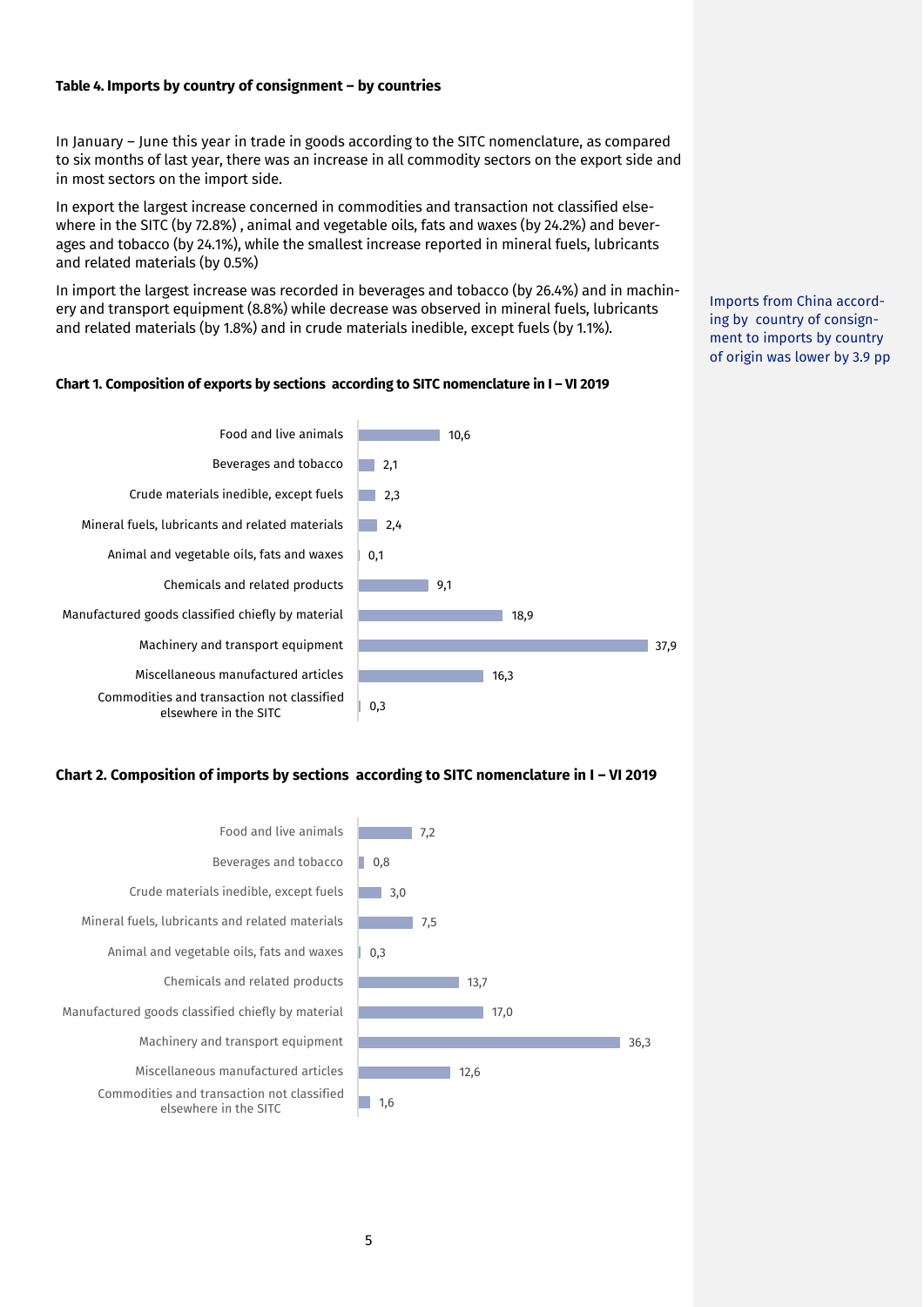**Table 4. Imports by country of consignment – by countries**

In January – June this year in trade in goods according to the SITC nomenclature, as compared to six months of last year, there was an increase in all commodity sectors on the export side and in most sectors on the import side.

In export the largest increase concerned in commodities and transaction not classified elsewhere in the SITC (by 72.8%) , animal and vegetable oils, fats and waxes (by 24.2%) and beverages and tobacco (by 24.1%), while the smallest increase reported in mineral fuels, lubricants and related materials (by 0.5%)

In import the largest increase was recorded in beverages and tobacco (by 26.4%) and in machinery and transport equipment (8.8%) while decrease was observed in mineral fuels, lubricants and related materials (by 1.8%) and in crude materials inedible, except fuels (by 1.1%).

Imports from China according by country of consignment to imports by country of origin was lower by 3.9 pp

**Chart 1. Composition of exports by sections according to SITC nomenclature in I – VI 2019**

| Section | Value |
|---|---|
| Food and live animals | 10,6 |
| Beverages and tobacco | 2,1 |
| Crude materials inedible, except fuels | 2,3 |
| Mineral fuels, lubricants and related materials | 2,4 |
| Animal and vegetable oils, fats and waxes | 0,1 |
| Chemicals and related products | 9,1 |
| Manufactured goods classified chiefly by material | 18,9 |
| Machinery and transport equipment | 37,9 |
| Miscellaneous manufactured articles | 16,3 |
| Commodities and transaction not classified elsewhere in the SITC | 0,3 |

**Chart 2. Composition of imports by sections according to SITC nomenclature in I – VI 2019**

| Section | Value |
|---|---|
| Food and live animals | 7,2 |
| Beverages and tobacco | 0,8 |
| Crude materials inedible, except fuels | 3,0 |
| Mineral fuels, lubricants and related materials | 7,5 |
| Animal and vegetable oils, fats and waxes | 0,3 |
| Chemicals and related products | 13,7 |
| Manufactured goods classified chiefly by material | 17,0 |
| Machinery and transport equipment | 36,3 |
| Miscellaneous manufactured articles | 12,6 |
| Commodities and transaction not classified elsewhere in the SITC | 1,6 |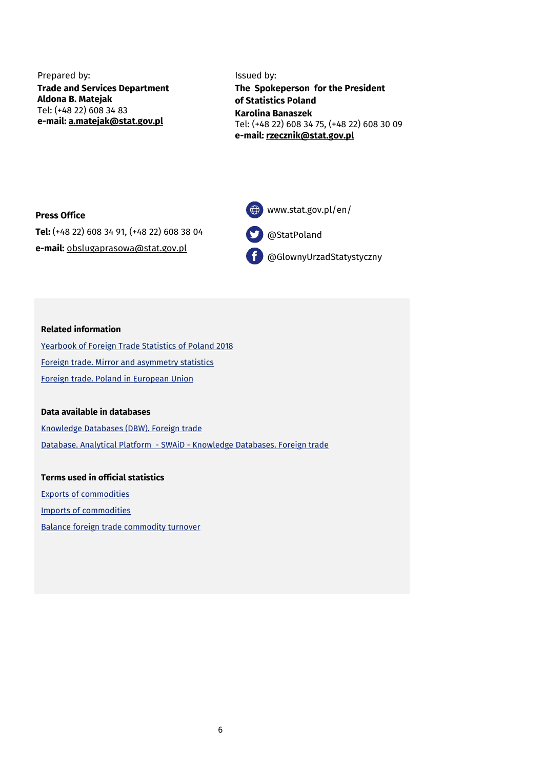Prepared by:
**Trade and Services Department**
**Aldona B. Matejak**
Tel: (+48 22) 608 34 83
**e-mail: a.matejak@stat.gov.pl**

Issued by:
**The Spokeperson for the President of Statistics Poland**
**Karolina Banaszek**
Tel: (+48 22) 608 34 75, (+48 22) 608 30 09
**e-mail: rzecznik@stat.gov.pl**

**Press Office**
**Tel:** (+48 22) 608 34 91, (+48 22) 608 38 04
**e-mail:** obslugaprasowa@stat.gov.pl

www.stat.gov.pl/en/
@StatPoland
@GlownyUrzadStatystyczny

**Related information**

Yearbook of Foreign Trade Statistics of Poland 2018
Foreign trade. Mirror and asymmetry statistics
Foreign trade. Poland in European Union

**Data available in databases**

Knowledge Databases (DBW). Foreign trade
Database. Analytical Platform - SWAiD - Knowledge Databases. Foreign trade

**Terms used in official statistics**

Exports of commodities
Imports of commodities
Balance foreign trade commodity turnover